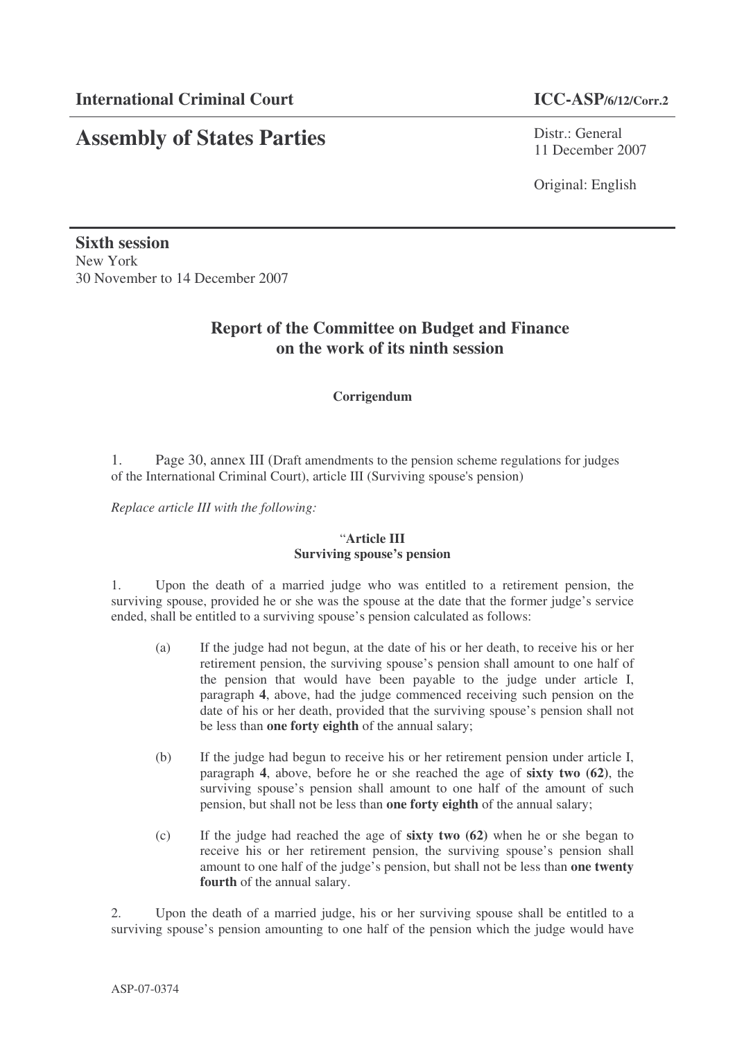**International Criminal Court** **ICC-ASP/6/12/Corr.2**

# Assembly of States Parties

Distr.: General
11 December 2007

Original: English

**Sixth session**
New York
30 November to 14 December 2007

## Report of the Committee on Budget and Finance on the work of its ninth session

**Corrigendum**

1. Page 30, annex III (Draft amendments to the pension scheme regulations for judges of the International Criminal Court), article III (Surviving spouse's pension)

*Replace article III with the following:*

"**Article III**
**Surviving spouse's pension**

1. Upon the death of a married judge who was entitled to a retirement pension, the surviving spouse, provided he or she was the spouse at the date that the former judge's service ended, shall be entitled to a surviving spouse's pension calculated as follows:

(a) If the judge had not begun, at the date of his or her death, to receive his or her retirement pension, the surviving spouse's pension shall amount to one half of the pension that would have been payable to the judge under article I, paragraph **4**, above, had the judge commenced receiving such pension on the date of his or her death, provided that the surviving spouse's pension shall not be less than **one forty eighth** of the annual salary;

(b) If the judge had begun to receive his or her retirement pension under article I, paragraph **4**, above, before he or she reached the age of **sixty two (62)**, the surviving spouse's pension shall amount to one half of the amount of such pension, but shall not be less than **one forty eighth** of the annual salary;

(c) If the judge had reached the age of **sixty two (62)** when he or she began to receive his or her retirement pension, the surviving spouse's pension shall amount to one half of the judge's pension, but shall not be less than **one twenty fourth** of the annual salary.

2. Upon the death of a married judge, his or her surviving spouse shall be entitled to a surviving spouse's pension amounting to one half of the pension which the judge would have

ASP-07-0374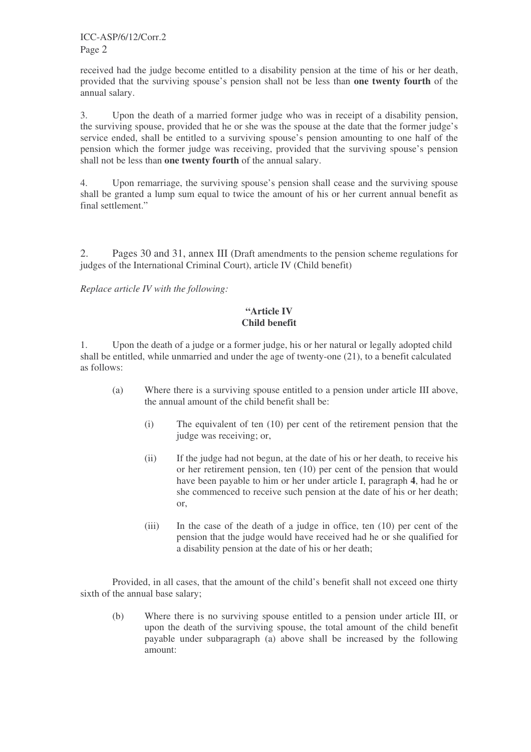received had the judge become entitled to a disability pension at the time of his or her death, provided that the surviving spouse's pension shall not be less than **one twenty fourth** of the annual salary.

3. Upon the death of a married former judge who was in receipt of a disability pension, the surviving spouse, provided that he or she was the spouse at the date that the former judge's service ended, shall be entitled to a surviving spouse's pension amounting to one half of the pension which the former judge was receiving, provided that the surviving spouse's pension shall not be less than **one twenty fourth** of the annual salary.

4. Upon remarriage, the surviving spouse's pension shall cease and the surviving spouse shall be granted a lump sum equal to twice the amount of his or her current annual benefit as final settlement."

2. Pages 30 and 31, annex III (Draft amendments to the pension scheme regulations for judges of the International Criminal Court), article IV (Child benefit)

*Replace article IV with the following:*

**"Article IV**
**Child benefit**

1. Upon the death of a judge or a former judge, his or her natural or legally adopted child shall be entitled, while unmarried and under the age of twenty-one (21), to a benefit calculated as follows:

(a) Where there is a surviving spouse entitled to a pension under article III above, the annual amount of the child benefit shall be:

(i) The equivalent of ten (10) per cent of the retirement pension that the judge was receiving; or,

(ii) If the judge had not begun, at the date of his or her death, to receive his or her retirement pension, ten (10) per cent of the pension that would have been payable to him or her under article I, paragraph **4**, had he or she commenced to receive such pension at the date of his or her death; or,

(iii) In the case of the death of a judge in office, ten (10) per cent of the pension that the judge would have received had he or she qualified for a disability pension at the date of his or her death;

Provided, in all cases, that the amount of the child's benefit shall not exceed one thirty sixth of the annual base salary;

(b) Where there is no surviving spouse entitled to a pension under article III, or upon the death of the surviving spouse, the total amount of the child benefit payable under subparagraph (a) above shall be increased by the following amount: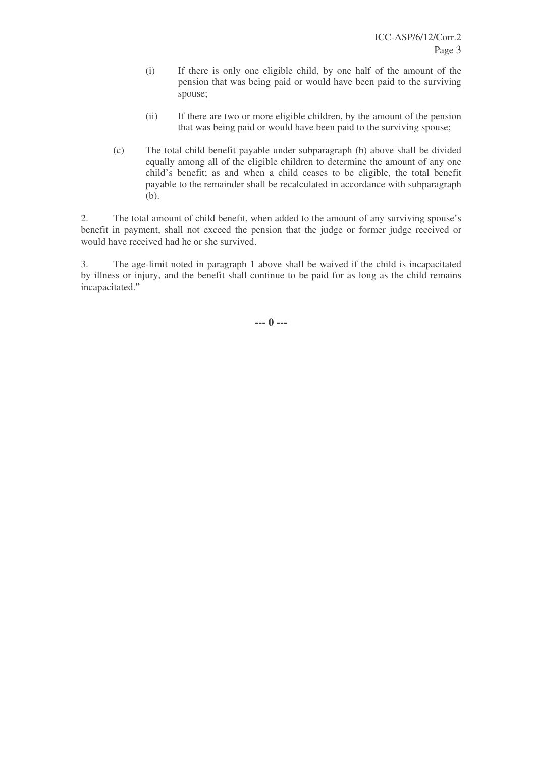(i) If there is only one eligible child, by one half of the amount of the pension that was being paid or would have been paid to the surviving spouse;

(ii) If there are two or more eligible children, by the amount of the pension that was being paid or would have been paid to the surviving spouse;

(c) The total child benefit payable under subparagraph (b) above shall be divided equally among all of the eligible children to determine the amount of any one child's benefit; as and when a child ceases to be eligible, the total benefit payable to the remainder shall be recalculated in accordance with subparagraph (b).

2. The total amount of child benefit, when added to the amount of any surviving spouse's benefit in payment, shall not exceed the pension that the judge or former judge received or would have received had he or she survived.

3. The age-limit noted in paragraph 1 above shall be waived if the child is incapacitated by illness or injury, and the benefit shall continue to be paid for as long as the child remains incapacitated."

**--- 0 ---**